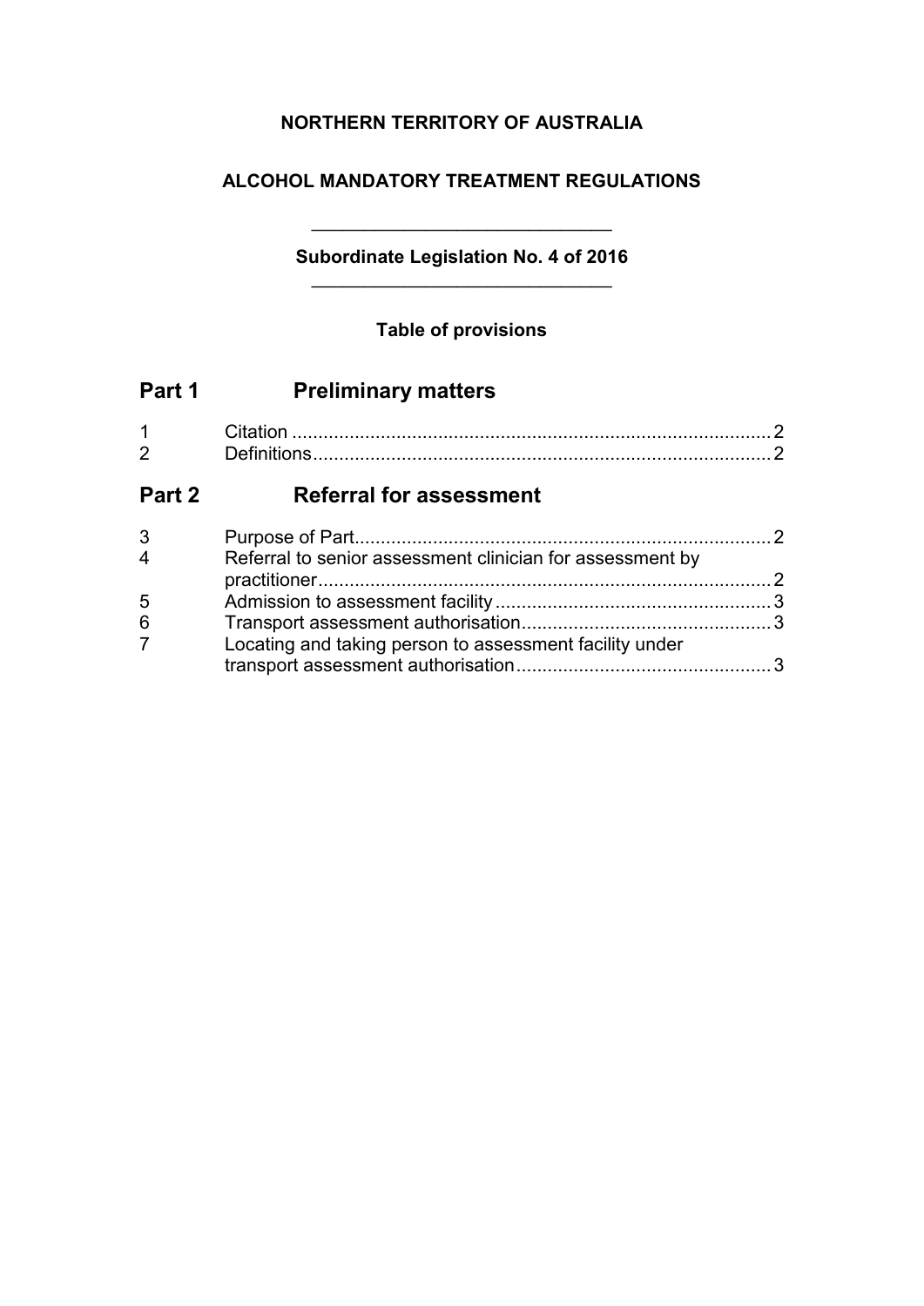**NORTHERN TERRITORY OF AUSTRALIA**

**ALCOHOL MANDATORY TREATMENT REGULATIONS**

---

**Subordinate Legislation No. 4 of 2016**

---

**Table of provisions**

## Part 1 Preliminary matters

| | | |
|---|---|---|
| 1 | Citation | 2 |
| 2 | Definitions | 2 |

## Part 2 Referral for assessment

| | | |
|---|---|---|
| 3 | Purpose of Part | 2 |
| 4 | Referral to senior assessment clinician for assessment by practitioner | 2 |
| 5 | Admission to assessment facility | 3 |
| 6 | Transport assessment authorisation | 3 |
| 7 | Locating and taking person to assessment facility under transport assessment authorisation | 3 |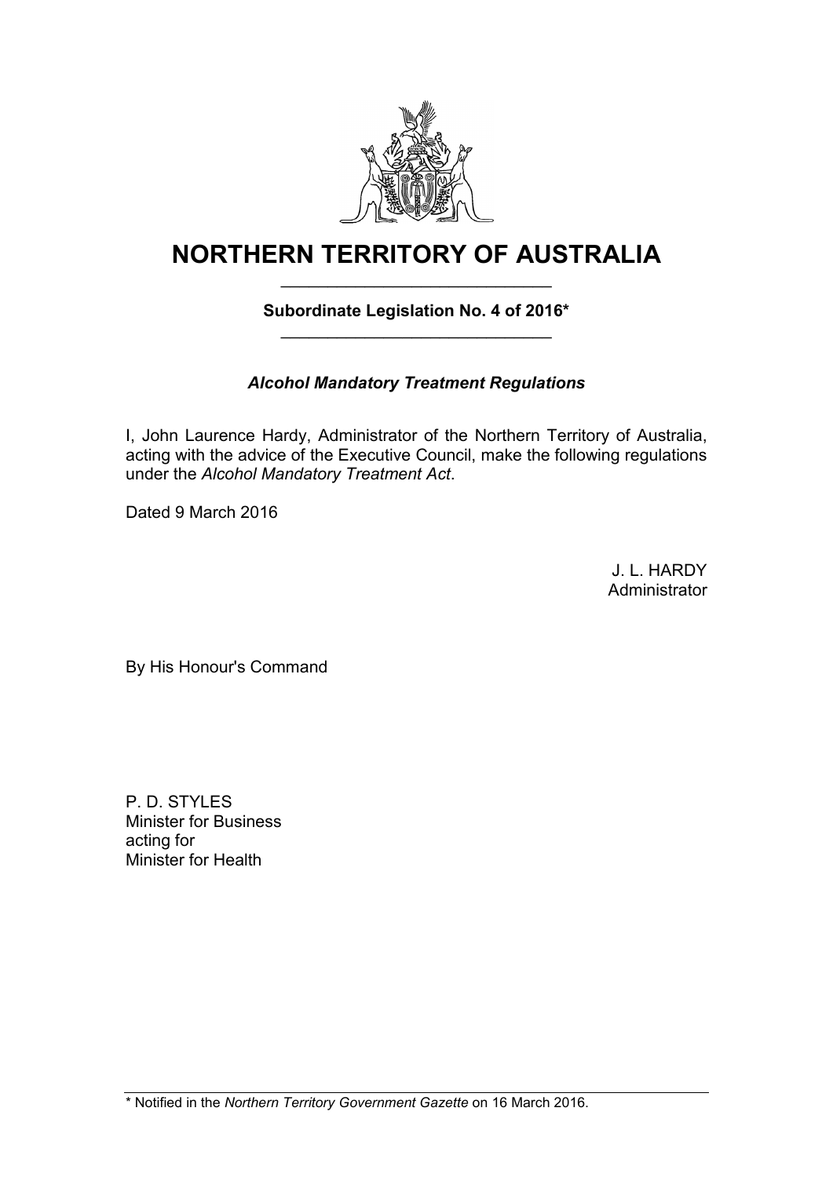# NORTHERN TERRITORY OF AUSTRALIA

**Subordinate Legislation No. 4 of 2016***

***Alcohol Mandatory Treatment Regulations***

I, John Laurence Hardy, Administrator of the Northern Territory of Australia, acting with the advice of the Executive Council, make the following regulations under the *Alcohol Mandatory Treatment Act*.

Dated 9 March 2016

J. L. HARDY
Administrator

By His Honour's Command

P. D. STYLES
Minister for Business
acting for
Minister for Health

* Notified in the *Northern Territory Government Gazette* on 16 March 2016.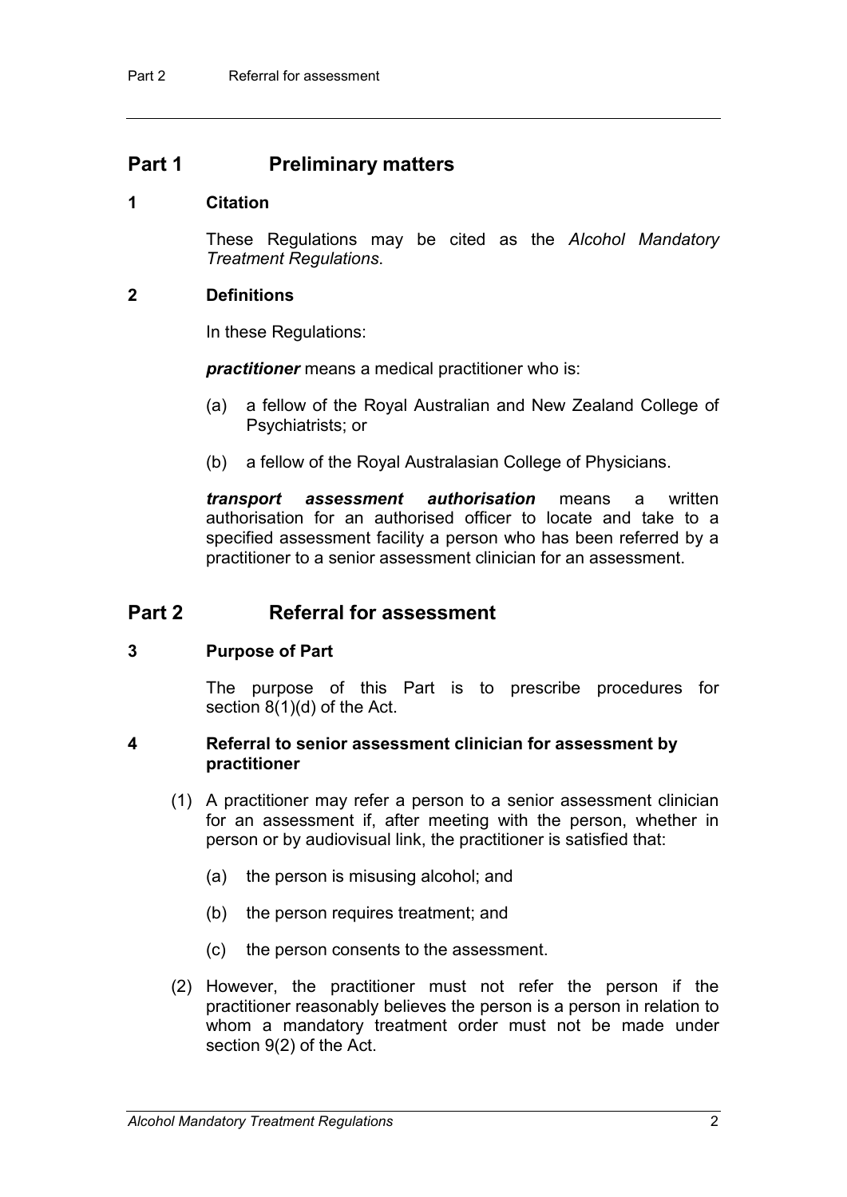## Part 1 Preliminary matters

### 1 Citation

These Regulations may be cited as the *Alcohol Mandatory Treatment Regulations*.

### 2 Definitions

In these Regulations:

***practitioner*** means a medical practitioner who is:

(a) a fellow of the Royal Australian and New Zealand College of Psychiatrists; or

(b) a fellow of the Royal Australasian College of Physicians.

***transport assessment authorisation*** means a written authorisation for an authorised officer to locate and take to a specified assessment facility a person who has been referred by a practitioner to a senior assessment clinician for an assessment.

## Part 2 Referral for assessment

### 3 Purpose of Part

The purpose of this Part is to prescribe procedures for section 8(1)(d) of the Act.

### 4 Referral to senior assessment clinician for assessment by practitioner

(1) A practitioner may refer a person to a senior assessment clinician for an assessment if, after meeting with the person, whether in person or by audiovisual link, the practitioner is satisfied that:

(a) the person is misusing alcohol; and

(b) the person requires treatment; and

(c) the person consents to the assessment.

(2) However, the practitioner must not refer the person if the practitioner reasonably believes the person is a person in relation to whom a mandatory treatment order must not be made under section 9(2) of the Act.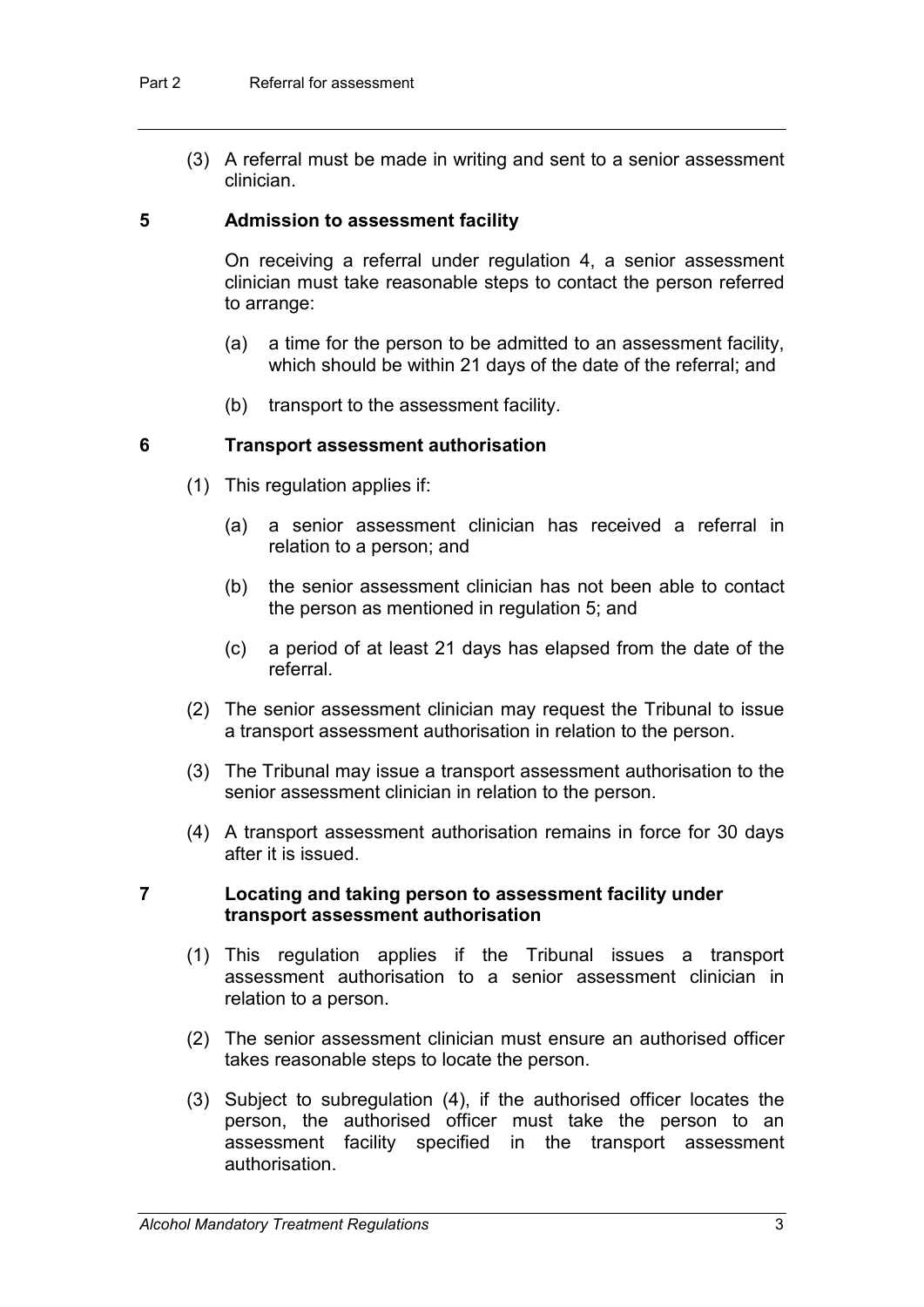(3) A referral must be made in writing and sent to a senior assessment clinician.

### 5 Admission to assessment facility

On receiving a referral under regulation 4, a senior assessment clinician must take reasonable steps to contact the person referred to arrange:

(a) a time for the person to be admitted to an assessment facility, which should be within 21 days of the date of the referral; and

(b) transport to the assessment facility.

### 6 Transport assessment authorisation

(1) This regulation applies if:

(a) a senior assessment clinician has received a referral in relation to a person; and

(b) the senior assessment clinician has not been able to contact the person as mentioned in regulation 5; and

(c) a period of at least 21 days has elapsed from the date of the referral.

(2) The senior assessment clinician may request the Tribunal to issue a transport assessment authorisation in relation to the person.

(3) The Tribunal may issue a transport assessment authorisation to the senior assessment clinician in relation to the person.

(4) A transport assessment authorisation remains in force for 30 days after it is issued.

### 7 Locating and taking person to assessment facility under transport assessment authorisation

(1) This regulation applies if the Tribunal issues a transport assessment authorisation to a senior assessment clinician in relation to a person.

(2) The senior assessment clinician must ensure an authorised officer takes reasonable steps to locate the person.

(3) Subject to subregulation (4), if the authorised officer locates the person, the authorised officer must take the person to an assessment facility specified in the transport assessment authorisation.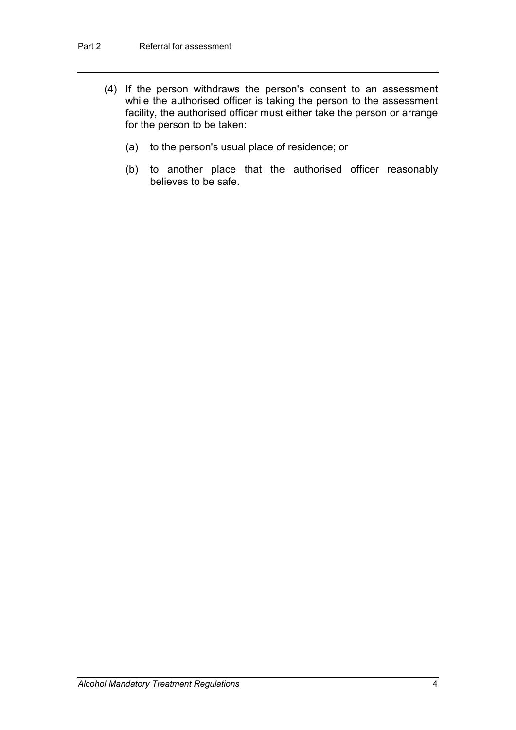(4) If the person withdraws the person's consent to an assessment while the authorised officer is taking the person to the assessment facility, the authorised officer must either take the person or arrange for the person to be taken:

(a) to the person's usual place of residence; or

(b) to another place that the authorised officer reasonably believes to be safe.